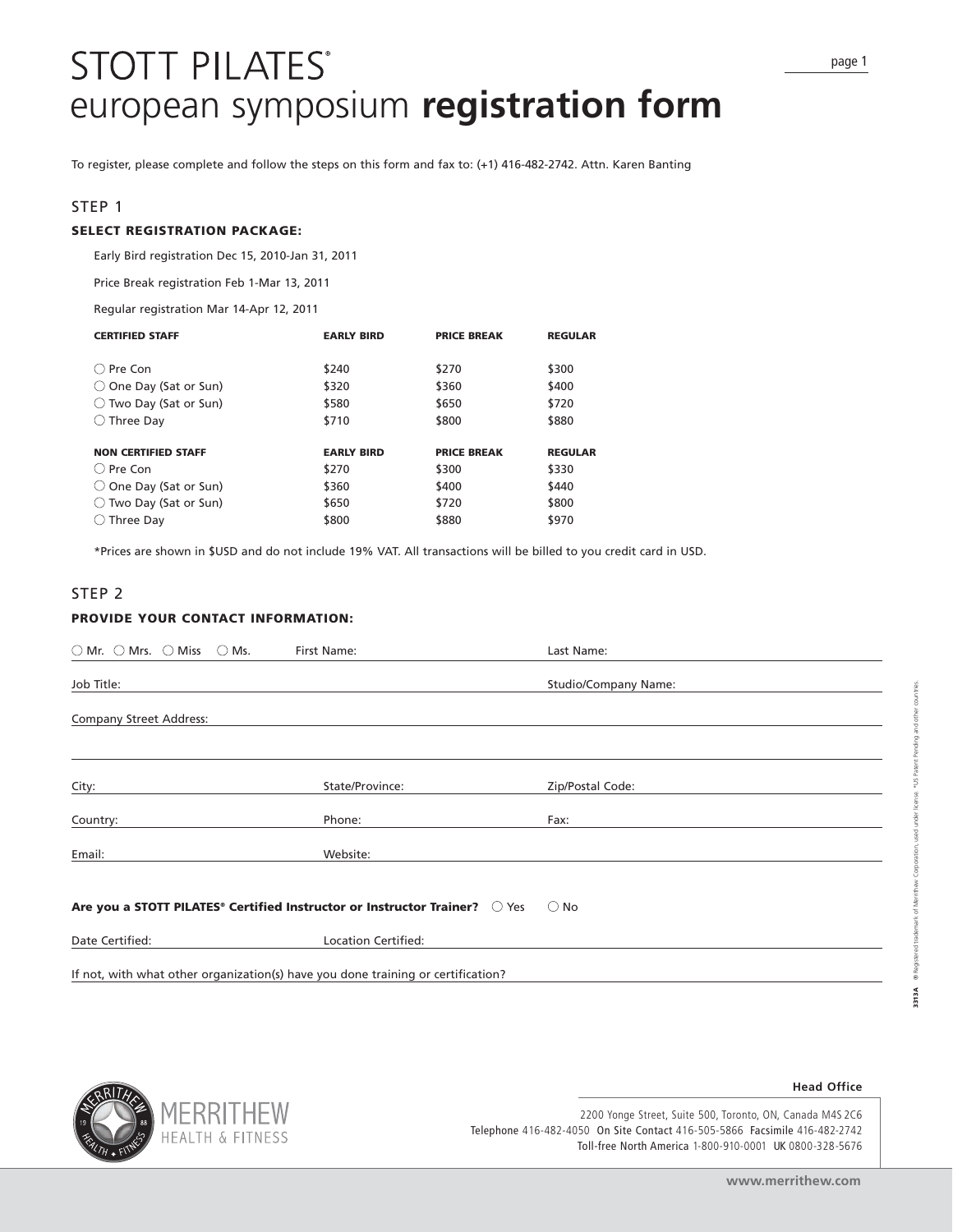# STOTT PILATES®
# european symposium **registration form**

To register, please complete and follow the steps on this form and fax to: (+1) 416-482-2742. Attn. Karen Banting

## STEP 1

### SELECT REGISTRATION PACKAGE:

Early Bird registration Dec 15, 2010-Jan 31, 2011

Price Break registration Feb 1-Mar 13, 2011

Regular registration Mar 14-Apr 12, 2011

| **CERTIFIED STAFF** | **EARLY BIRD** | **PRICE BREAK** | **REGULAR** |
|---|---|---|---|
| ○ Pre Con | $240 | $270 | $300 |
| ○ One Day (Sat or Sun) | $320 | $360 | $400 |
| ○ Two Day (Sat or Sun) | $580 | $650 | $720 |
| ○ Three Day | $710 | $800 | $880 |
| **NON CERTIFIED STAFF** | **EARLY BIRD** | **PRICE BREAK** | **REGULAR** |
| ○ Pre Con | $270 | $300 | $330 |
| ○ One Day (Sat or Sun) | $360 | $400 | $440 |
| ○ Two Day (Sat or Sun) | $650 | $720 | $800 |
| ○ Three Day | $800 | $880 | $970 |

*Prices are shown in $USD and do not include 19% VAT. All transactions will be billed to you credit card in USD.

## STEP 2

### PROVIDE YOUR CONTACT INFORMATION:

○ Mr. ○ Mrs. ○ Miss ○ Ms. First Name: ______________ Last Name: ______________

Job Title: ______________ Studio/Company Name: ______________

Company Street Address: ______________

City: ______________ State/Province: ______________ Zip/Postal Code: ______________

Country: ______________ Phone: ______________ Fax: ______________

Email: ______________ Website: ______________

**Are you a STOTT PILATES® Certified Instructor or Instructor Trainer?** ○ Yes ○ No

Date Certified: ______________ Location Certified: ______________

If not, with what other organization(s) have you done training or certification? ______________

MERRITHEW HEALTH & FITNESS

**Head Office**

2200 Yonge Street, Suite 500, Toronto, ON, Canada M4S 2C6
Telephone 416-482-4050 On Site Contact 416-505-5866 Facsimile 416-482-2742
Toll-free North America 1-800-910-0001 UK 0800-328-5676

www.merrithew.com

3313A ® Registered trademark of Merrithew Corporation, used under license. *US Patent Pending and other countries.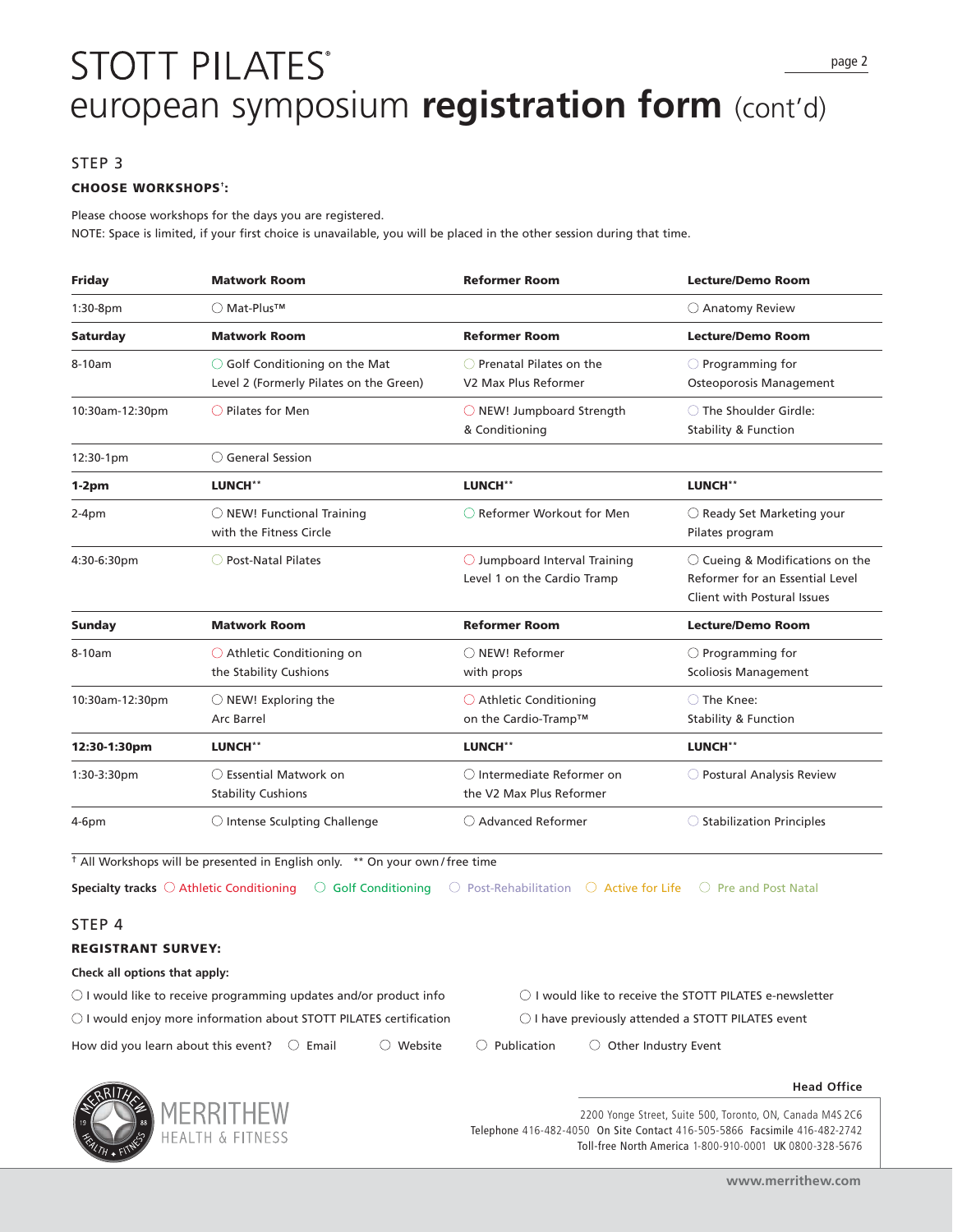# STOTT PILATES®
# european symposium **registration form** (cont'd)

## STEP 3

### CHOOSE WORKSHOPS†:

Please choose workshops for the days you are registered.
NOTE: Space is limited, if your first choice is unavailable, you will be placed in the other session during that time.

| **Friday** | **Matwork Room** | **Reformer Room** | **Lecture/Demo Room** |
|---|---|---|---|
| 1:30-8pm | ○ Mat-Plus™ | | ○ Anatomy Review |
| **Saturday** | **Matwork Room** | **Reformer Room** | **Lecture/Demo Room** |
| 8-10am | ○ Golf Conditioning on the Mat Level 2 (Formerly Pilates on the Green) | ○ Prenatal Pilates on the V2 Max Plus Reformer | ○ Programming for Osteoporosis Management |
| 10:30am-12:30pm | ○ Pilates for Men | ○ NEW! Jumpboard Strength & Conditioning | ○ The Shoulder Girdle: Stability & Function |
| 12:30-1pm | ○ General Session | | |
| **1-2pm** | **LUNCH\*\*** | **LUNCH\*\*** | **LUNCH\*\*** |
| 2-4pm | ○ NEW! Functional Training with the Fitness Circle | ○ Reformer Workout for Men | ○ Ready Set Marketing your Pilates program |
| 4:30-6:30pm | ○ Post-Natal Pilates | ○ Jumpboard Interval Training Level 1 on the Cardio Tramp | ○ Cueing & Modifications on the Reformer for an Essential Level Client with Postural Issues |
| **Sunday** | **Matwork Room** | **Reformer Room** | **Lecture/Demo Room** |
| 8-10am | ○ Athletic Conditioning on the Stability Cushions | ○ NEW! Reformer with props | ○ Programming for Scoliosis Management |
| 10:30am-12:30pm | ○ NEW! Exploring the Arc Barrel | ○ Athletic Conditioning on the Cardio-Tramp™ | ○ The Knee: Stability & Function |
| **12:30-1:30pm** | **LUNCH\*\*** | **LUNCH\*\*** | **LUNCH\*\*** |
| 1:30-3:30pm | ○ Essential Matwork on Stability Cushions | ○ Intermediate Reformer on the V2 Max Plus Reformer | ○ Postural Analysis Review |
| 4-6pm | ○ Intense Sculpting Challenge | ○ Advanced Reformer | ○ Stabilization Principles |

† All Workshops will be presented in English only.  ** On your own/free time

**Specialty tracks** ○ Athletic Conditioning ○ Golf Conditioning ○ Post-Rehabilitation ○ Active for Life ○ Pre and Post Natal

## STEP 4

### REGISTRANT SURVEY:

**Check all options that apply:**

○ I would like to receive programming updates and/or product info

○ I would like to receive the STOTT PILATES e-newsletter

○ I would enjoy more information about STOTT PILATES certification

○ I have previously attended a STOTT PILATES event

How did you learn about this event? ○ Email ○ Website ○ Publication ○ Other Industry Event

MERRITHEW HEALTH & FITNESS

**Head Office**

2200 Yonge Street, Suite 500, Toronto, ON, Canada M4S 2C6
Telephone 416-482-4050 On Site Contact 416-505-5866 Facsimile 416-482-2742
Toll-free North America 1-800-910-0001 UK 0800-328-5676

www.merrithew.com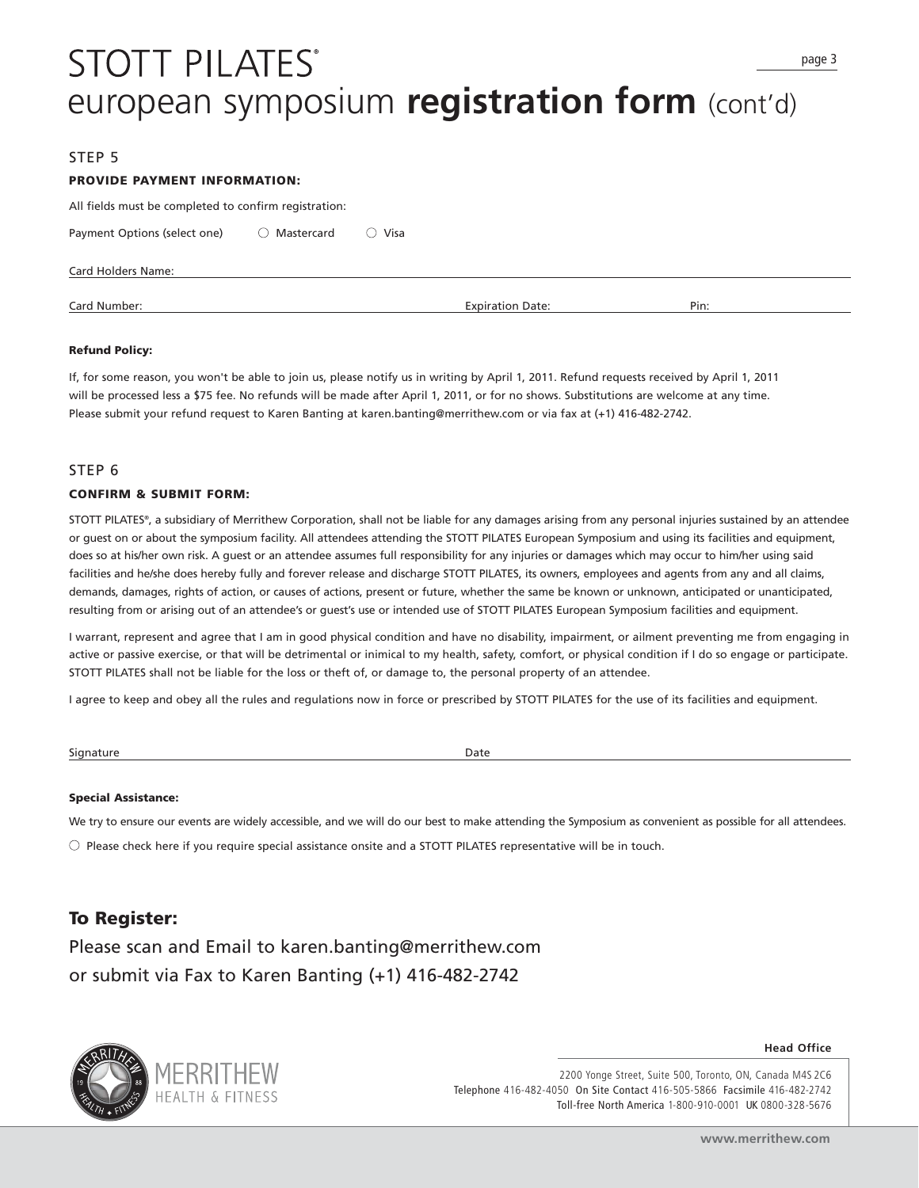# STOTT PILATES®
# european symposium **registration form** (cont'd)

STEP 5

**PROVIDE PAYMENT INFORMATION:**

All fields must be completed to confirm registration:

Payment Options (select one) ○ Mastercard ○ Visa

Card Holders Name: ______________________________

Card Number: ______________________________ Expiration Date: ______________ Pin: ______________

**Refund Policy:**

If, for some reason, you won't be able to join us, please notify us in writing by April 1, 2011. Refund requests received by April 1, 2011 will be processed less a $75 fee. No refunds will be made after April 1, 2011, or for no shows. Substitutions are welcome at any time. Please submit your refund request to Karen Banting at karen.banting@merrithew.com or via fax at (+1) 416-482-2742.

STEP 6

**CONFIRM & SUBMIT FORM:**

STOTT PILATES®, a subsidiary of Merrithew Corporation, shall not be liable for any damages arising from any personal injuries sustained by an attendee or guest on or about the symposium facility. All attendees attending the STOTT PILATES European Symposium and using its facilities and equipment, does so at his/her own risk. A guest or an attendee assumes full responsibility for any injuries or damages which may occur to him/her using said facilities and he/she does hereby fully and forever release and discharge STOTT PILATES, its owners, employees and agents from any and all claims, demands, damages, rights of action, or causes of actions, present or future, whether the same be known or unknown, anticipated or unanticipated, resulting from or arising out of an attendee's or guest's use or intended use of STOTT PILATES European Symposium facilities and equipment.

I warrant, represent and agree that I am in good physical condition and have no disability, impairment, or ailment preventing me from engaging in active or passive exercise, or that will be detrimental or inimical to my health, safety, comfort, or physical condition if I do so engage or participate. STOTT PILATES shall not be liable for the loss or theft of, or damage to, the personal property of an attendee.

I agree to keep and obey all the rules and regulations now in force or prescribed by STOTT PILATES for the use of its facilities and equipment.

Signature ______________________________ Date ______________________________

**Special Assistance:**

We try to ensure our events are widely accessible, and we will do our best to make attending the Symposium as convenient as possible for all attendees.

○ Please check here if you require special assistance onsite and a STOTT PILATES representative will be in touch.

## To Register:

Please scan and Email to karen.banting@merrithew.com
or submit via Fax to Karen Banting (+1) 416-482-2742

MERRITHEW HEALTH & FITNESS

**Head Office**

2200 Yonge Street, Suite 500, Toronto, ON, Canada M4S 2C6
Telephone 416-482-4050 On Site Contact 416-505-5866 Facsimile 416-482-2742
Toll-free North America 1-800-910-0001 UK 0800-328-5676

www.merrithew.com